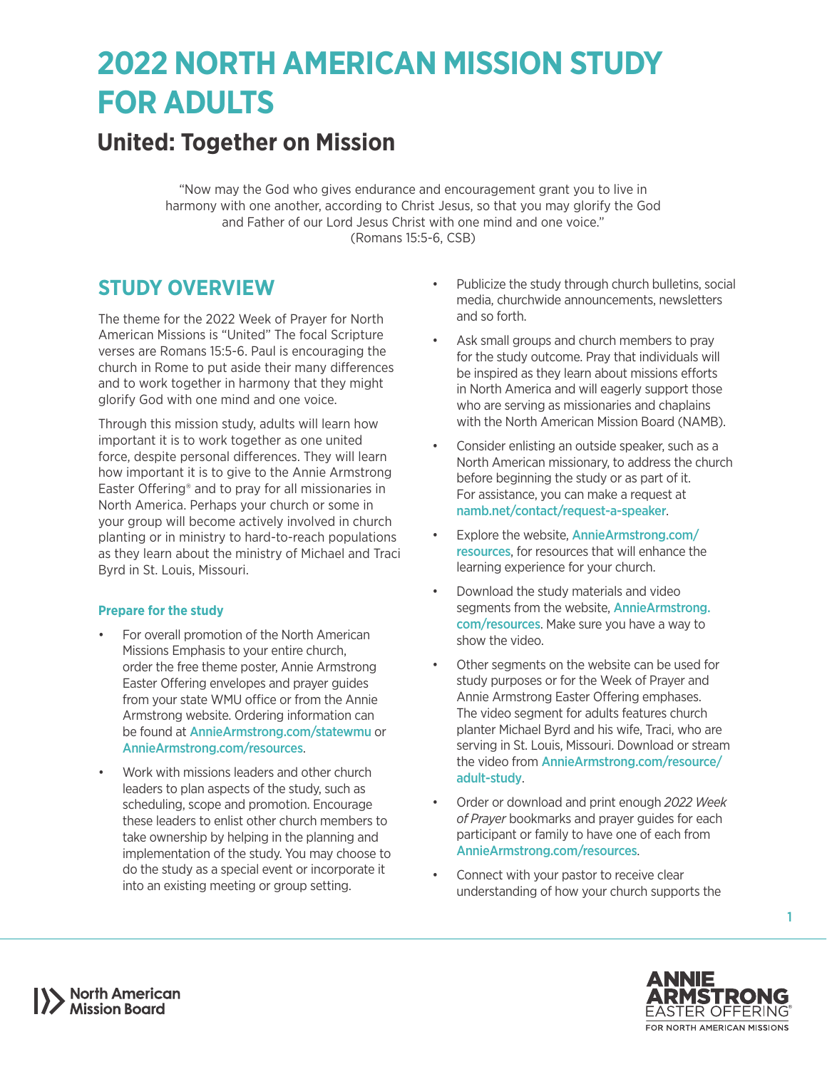# 2022 NORTH AMERICAN MISSION STUDY FOR ADULTS

## United: Together on Mission

"Now may the God who gives endurance and encouragement grant you to live in harmony with one another, according to Christ Jesus, so that you may glorify the God and Father of our Lord Jesus Christ with one mind and one voice."
(Romans 15:5-6, CSB)

## STUDY OVERVIEW

The theme for the 2022 Week of Prayer for North American Missions is "United" The focal Scripture verses are Romans 15:5-6. Paul is encouraging the church in Rome to put aside their many differences and to work together in harmony that they might glorify God with one mind and one voice.

Through this mission study, adults will learn how important it is to work together as one united force, despite personal differences. They will learn how important it is to give to the Annie Armstrong Easter Offering® and to pray for all missionaries in North America. Perhaps your church or some in your group will become actively involved in church planting or in ministry to hard-to-reach populations as they learn about the ministry of Michael and Traci Byrd in St. Louis, Missouri.

### Prepare for the study

- For overall promotion of the North American Missions Emphasis to your entire church, order the free theme poster, Annie Armstrong Easter Offering envelopes and prayer guides from your state WMU office or from the Annie Armstrong website. Ordering information can be found at AnnieArmstrong.com/statewmu or AnnieArmstrong.com/resources.
- Work with missions leaders and other church leaders to plan aspects of the study, such as scheduling, scope and promotion. Encourage these leaders to enlist other church members to take ownership by helping in the planning and implementation of the study. You may choose to do the study as a special event or incorporate it into an existing meeting or group setting.
- Publicize the study through church bulletins, social media, churchwide announcements, newsletters and so forth.
- Ask small groups and church members to pray for the study outcome. Pray that individuals will be inspired as they learn about missions efforts in North America and will eagerly support those who are serving as missionaries and chaplains with the North American Mission Board (NAMB).
- Consider enlisting an outside speaker, such as a North American missionary, to address the church before beginning the study or as part of it. For assistance, you can make a request at namb.net/contact/request-a-speaker.
- Explore the website, AnnieArmstrong.com/resources, for resources that will enhance the learning experience for your church.
- Download the study materials and video segments from the website, AnnieArmstrong.com/resources. Make sure you have a way to show the video.
- Other segments on the website can be used for study purposes or for the Week of Prayer and Annie Armstrong Easter Offering emphases. The video segment for adults features church planter Michael Byrd and his wife, Traci, who are serving in St. Louis, Missouri. Download or stream the video from AnnieArmstrong.com/resource/adult-study.
- Order or download and print enough *2022 Week of Prayer* bookmarks and prayer guides for each participant or family to have one of each from AnnieArmstrong.com/resources.
- Connect with your pastor to receive clear understanding of how your church supports the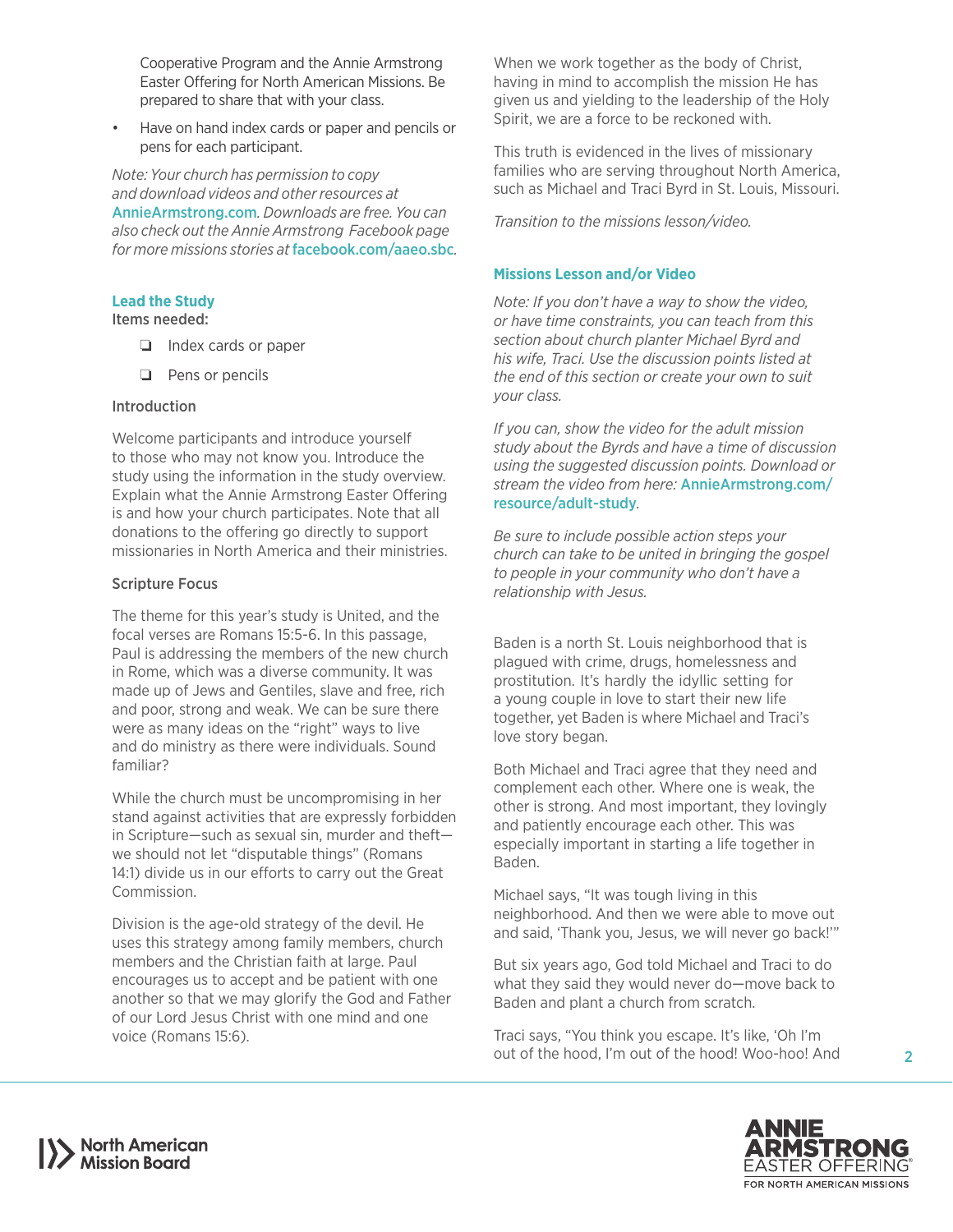Cooperative Program and the Annie Armstrong Easter Offering for North American Missions. Be prepared to share that with your class.

- Have on hand index cards or paper and pencils or pens for each participant.

*Note: Your church has permission to copy and download videos and other resources at* AnnieArmstrong.com*. Downloads are free. You can also check out the Annie Armstrong Facebook page for more missions stories at* facebook.com/aaeo.sbc*.*

## Lead the Study

Items needed:

- ❑ Index cards or paper
- ❑ Pens or pencils

### Introduction

Welcome participants and introduce yourself to those who may not know you. Introduce the study using the information in the study overview. Explain what the Annie Armstrong Easter Offering is and how your church participates. Note that all donations to the offering go directly to support missionaries in North America and their ministries.

### Scripture Focus

The theme for this year's study is United, and the focal verses are Romans 15:5-6. In this passage, Paul is addressing the members of the new church in Rome, which was a diverse community. It was made up of Jews and Gentiles, slave and free, rich and poor, strong and weak. We can be sure there were as many ideas on the "right" ways to live and do ministry as there were individuals. Sound familiar?

While the church must be uncompromising in her stand against activities that are expressly forbidden in Scripture—such as sexual sin, murder and theft—we should not let "disputable things" (Romans 14:1) divide us in our efforts to carry out the Great Commission.

Division is the age-old strategy of the devil. He uses this strategy among family members, church members and the Christian faith at large. Paul encourages us to accept and be patient with one another so that we may glorify the God and Father of our Lord Jesus Christ with one mind and one voice (Romans 15:6).

When we work together as the body of Christ, having in mind to accomplish the mission He has given us and yielding to the leadership of the Holy Spirit, we are a force to be reckoned with.

This truth is evidenced in the lives of missionary families who are serving throughout North America, such as Michael and Traci Byrd in St. Louis, Missouri.

*Transition to the missions lesson/video.*

## Missions Lesson and/or Video

*Note: If you don't have a way to show the video, or have time constraints, you can teach from this section about church planter Michael Byrd and his wife, Traci. Use the discussion points listed at the end of this section or create your own to suit your class.*

*If you can, show the video for the adult mission study about the Byrds and have a time of discussion using the suggested discussion points. Download or stream the video from here:* AnnieArmstrong.com/resource/adult-study*.*

*Be sure to include possible action steps your church can take to be united in bringing the gospel to people in your community who don't have a relationship with Jesus.*

Baden is a north St. Louis neighborhood that is plagued with crime, drugs, homelessness and prostitution. It's hardly the idyllic setting for a young couple in love to start their new life together, yet Baden is where Michael and Traci's love story began.

Both Michael and Traci agree that they need and complement each other. Where one is weak, the other is strong. And most important, they lovingly and patiently encourage each other. This was especially important in starting a life together in Baden.

Michael says, "It was tough living in this neighborhood. And then we were able to move out and said, 'Thank you, Jesus, we will never go back!'"

But six years ago, God told Michael and Traci to do what they said they would never do—move back to Baden and plant a church from scratch.

Traci says, "You think you escape. It's like, 'Oh I'm out of the hood, I'm out of the hood! Woo-hoo! And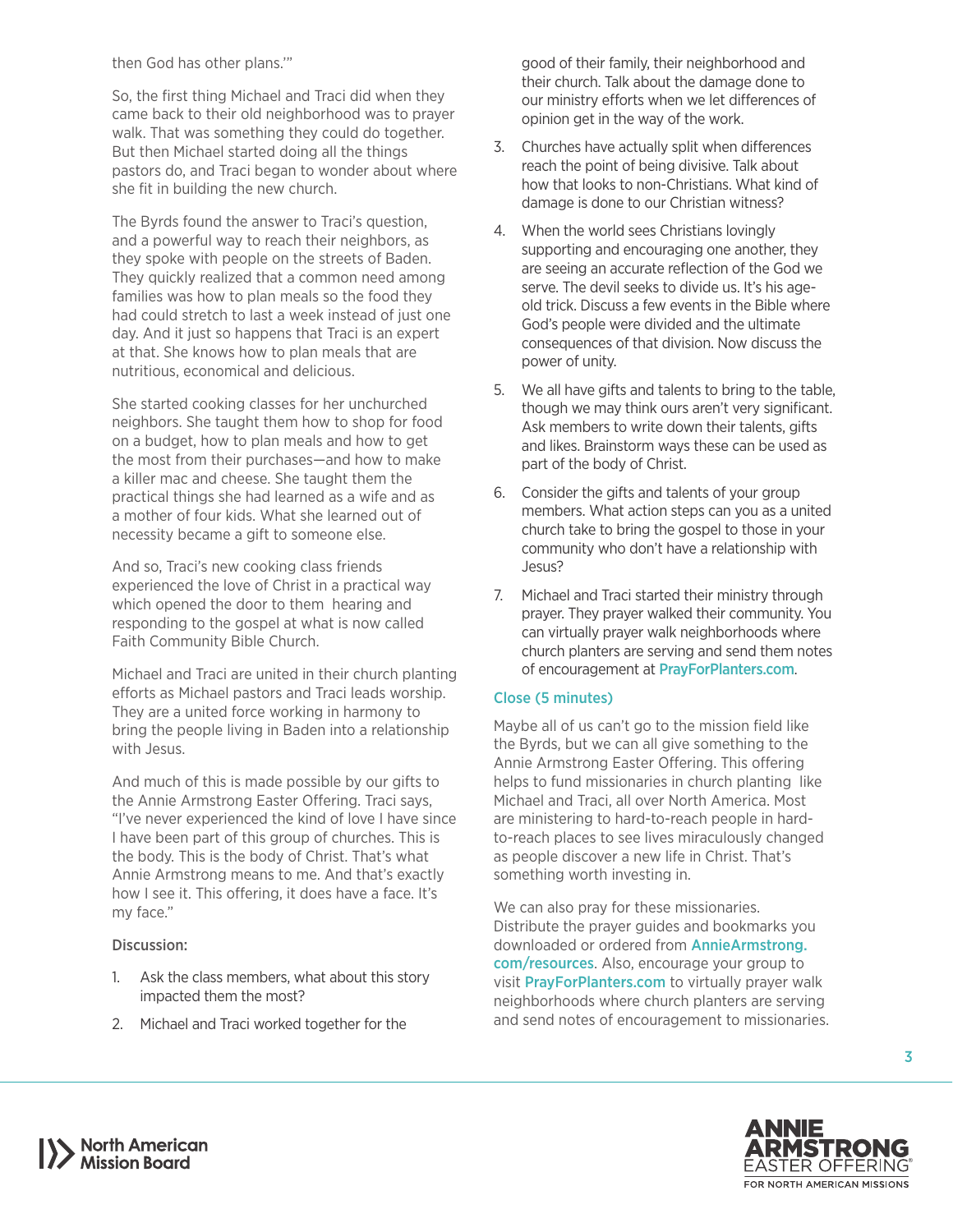then God has other plans.'"

So, the first thing Michael and Traci did when they came back to their old neighborhood was to prayer walk. That was something they could do together. But then Michael started doing all the things pastors do, and Traci began to wonder about where she fit in building the new church.

The Byrds found the answer to Traci's question, and a powerful way to reach their neighbors, as they spoke with people on the streets of Baden. They quickly realized that a common need among families was how to plan meals so the food they had could stretch to last a week instead of just one day. And it just so happens that Traci is an expert at that. She knows how to plan meals that are nutritious, economical and delicious.

She started cooking classes for her unchurched neighbors. She taught them how to shop for food on a budget, how to plan meals and how to get the most from their purchases—and how to make a killer mac and cheese. She taught them the practical things she had learned as a wife and as a mother of four kids. What she learned out of necessity became a gift to someone else.

And so, Traci's new cooking class friends experienced the love of Christ in a practical way which opened the door to them hearing and responding to the gospel at what is now called Faith Community Bible Church.

Michael and Traci are united in their church planting efforts as Michael pastors and Traci leads worship. They are a united force working in harmony to bring the people living in Baden into a relationship with Jesus.

And much of this is made possible by our gifts to the Annie Armstrong Easter Offering. Traci says, "I've never experienced the kind of love I have since I have been part of this group of churches. This is the body. This is the body of Christ. That's what Annie Armstrong means to me. And that's exactly how I see it. This offering, it does have a face. It's my face."

Discussion:

1. Ask the class members, what about this story impacted them the most?
2. Michael and Traci worked together for the good of their family, their neighborhood and their church. Talk about the damage done to our ministry efforts when we let differences of opinion get in the way of the work.
3. Churches have actually split when differences reach the point of being divisive. Talk about how that looks to non-Christians. What kind of damage is done to our Christian witness?
4. When the world sees Christians lovingly supporting and encouraging one another, they are seeing an accurate reflection of the God we serve. The devil seeks to divide us. It's his age-old trick. Discuss a few events in the Bible where God's people were divided and the ultimate consequences of that division. Now discuss the power of unity.
5. We all have gifts and talents to bring to the table, though we may think ours aren't very significant. Ask members to write down their talents, gifts and likes. Brainstorm ways these can be used as part of the body of Christ.
6. Consider the gifts and talents of your group members. What action steps can you as a united church take to bring the gospel to those in your community who don't have a relationship with Jesus?
7. Michael and Traci started their ministry through prayer. They prayer walked their community. You can virtually prayer walk neighborhoods where church planters are serving and send them notes of encouragement at PrayForPlanters.com.

### Close (5 minutes)

Maybe all of us can't go to the mission field like the Byrds, but we can all give something to the Annie Armstrong Easter Offering. This offering helps to fund missionaries in church planting like Michael and Traci, all over North America. Most are ministering to hard-to-reach people in hard-to-reach places to see lives miraculously changed as people discover a new life in Christ. That's something worth investing in.

We can also pray for these missionaries. Distribute the prayer guides and bookmarks you downloaded or ordered from AnnieArmstrong.com/resources. Also, encourage your group to visit PrayForPlanters.com to virtually prayer walk neighborhoods where church planters are serving and send notes of encouragement to missionaries.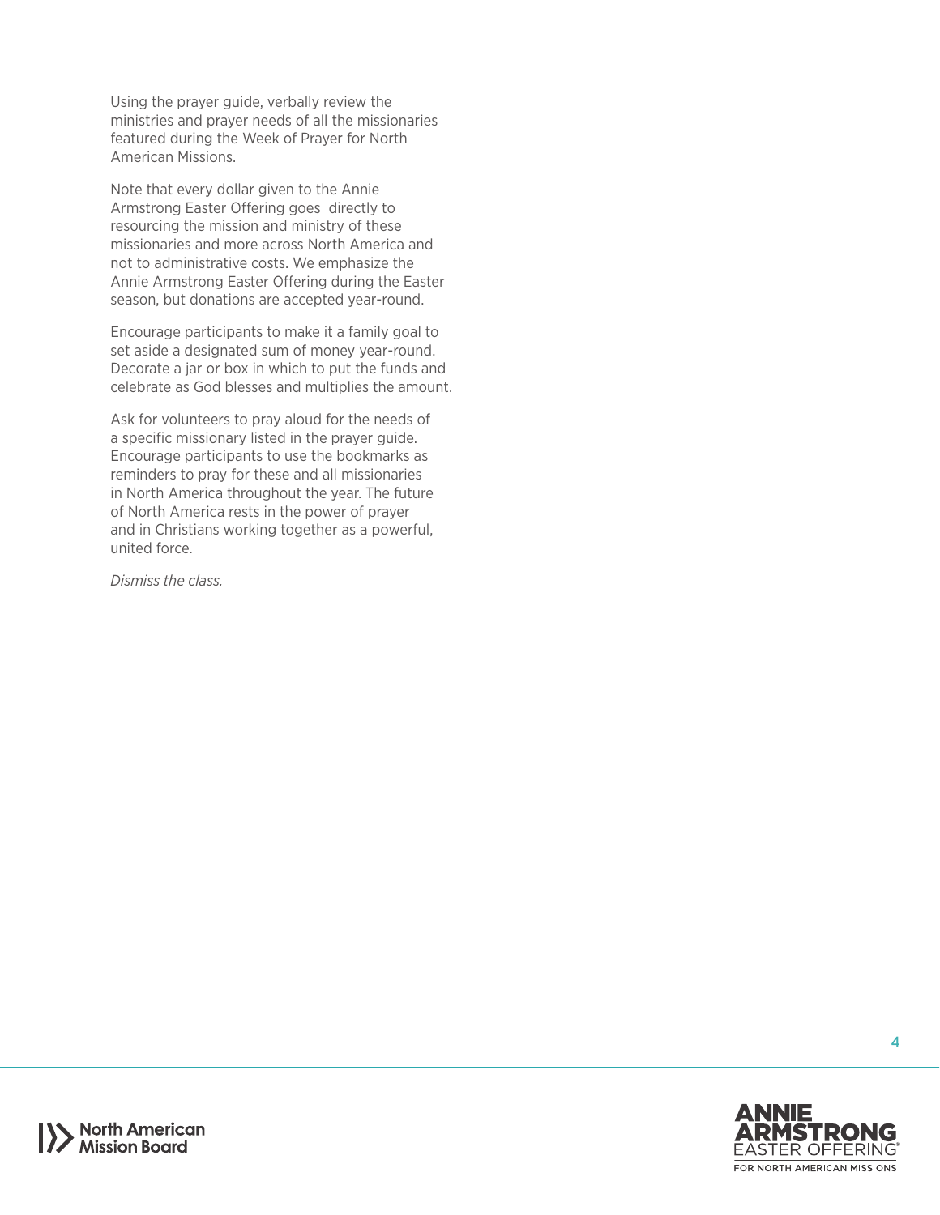Using the prayer guide, verbally review the ministries and prayer needs of all the missionaries featured during the Week of Prayer for North American Missions.

Note that every dollar given to the Annie Armstrong Easter Offering goes directly to resourcing the mission and ministry of these missionaries and more across North America and not to administrative costs. We emphasize the Annie Armstrong Easter Offering during the Easter season, but donations are accepted year-round.

Encourage participants to make it a family goal to set aside a designated sum of money year-round. Decorate a jar or box in which to put the funds and celebrate as God blesses and multiplies the amount.

Ask for volunteers to pray aloud for the needs of a specific missionary listed in the prayer guide. Encourage participants to use the bookmarks as reminders to pray for these and all missionaries in North America throughout the year. The future of North America rests in the power of prayer and in Christians working together as a powerful, united force.

*Dismiss the class.*